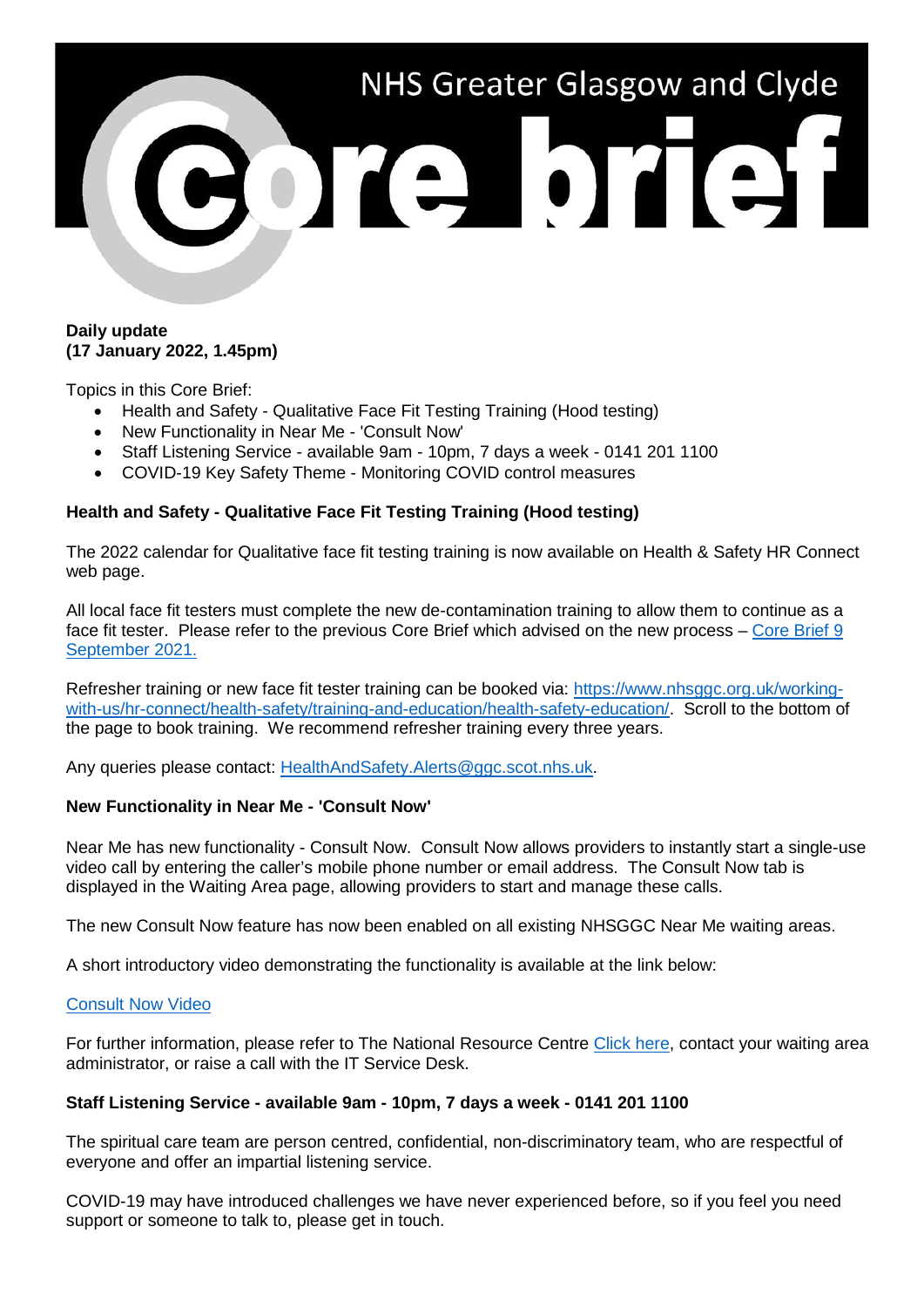# NHS Greater Glasgow and Clyde Core brief

**Daily update**
**(17 January 2022, 1.45pm)**

Topics in this Core Brief:

- Health and Safety - Qualitative Face Fit Testing Training (Hood testing)
- New Functionality in Near Me - 'Consult Now'
- Staff Listening Service - available 9am - 10pm, 7 days a week - 0141 201 1100
- COVID-19 Key Safety Theme - Monitoring COVID control measures

## Health and Safety - Qualitative Face Fit Testing Training (Hood testing)

The 2022 calendar for Qualitative face fit testing training is now available on Health & Safety HR Connect web page.

All local face fit testers must complete the new de-contamination training to allow them to continue as a face fit tester. Please refer to the previous Core Brief which advised on the new process – Core Brief 9 September 2021.

Refresher training or new face fit tester training can be booked via: https://www.nhsggc.org.uk/working-with-us/hr-connect/health-safety/training-and-education/health-safety-education/. Scroll to the bottom of the page to book training. We recommend refresher training every three years.

Any queries please contact: HealthAndSafety.Alerts@ggc.scot.nhs.uk.

## New Functionality in Near Me - 'Consult Now'

Near Me has new functionality - Consult Now. Consult Now allows providers to instantly start a single-use video call by entering the caller's mobile phone number or email address. The Consult Now tab is displayed in the Waiting Area page, allowing providers to start and manage these calls.

The new Consult Now feature has now been enabled on all existing NHSGGC Near Me waiting areas.

A short introductory video demonstrating the functionality is available at the link below:

Consult Now Video

For further information, please refer to The National Resource Centre Click here, contact your waiting area administrator, or raise a call with the IT Service Desk.

## Staff Listening Service - available 9am - 10pm, 7 days a week - 0141 201 1100

The spiritual care team are person centred, confidential, non-discriminatory team, who are respectful of everyone and offer an impartial listening service.

COVID-19 may have introduced challenges we have never experienced before, so if you feel you need support or someone to talk to, please get in touch.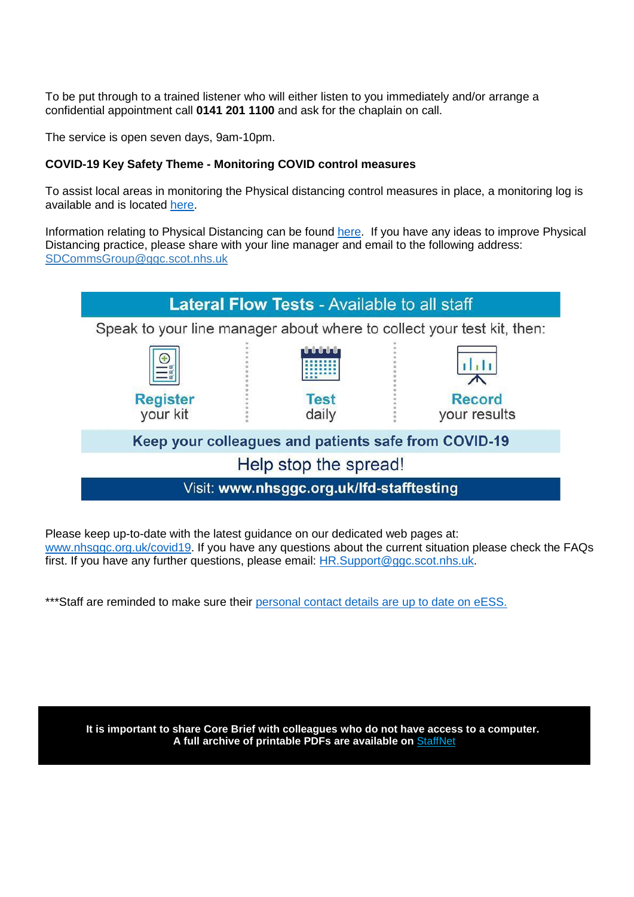To be put through to a trained listener who will either listen to you immediately and/or arrange a confidential appointment call **0141 201 1100** and ask for the chaplain on call.

The service is open seven days, 9am-10pm.

**COVID-19 Key Safety Theme - Monitoring COVID control measures**

To assist local areas in monitoring the Physical distancing control measures in place, a monitoring log is available and is located here.

Information relating to Physical Distancing can be found here. If you have any ideas to improve Physical Distancing practice, please share with your line manager and email to the following address: SDCommsGroup@ggc.scot.nhs.uk

**Lateral Flow Tests** - Available to all staff

Speak to your line manager about where to collect your test kit, then:

**Register** your kit

**Test** daily

**Record** your results

**Keep your colleagues and patients safe from COVID-19**

Help stop the spread!

Visit: **www.nhsggc.org.uk/lfd-stafftesting**

Please keep up-to-date with the latest guidance on our dedicated web pages at: www.nhsggc.org.uk/covid19. If you have any questions about the current situation please check the FAQs first. If you have any further questions, please email: HR.Support@ggc.scot.nhs.uk.

***Staff are reminded to make sure their personal contact details are up to date on eESS.

**It is important to share Core Brief with colleagues who do not have access to a computer.**
**A full archive of printable PDFs are available on StaffNet**